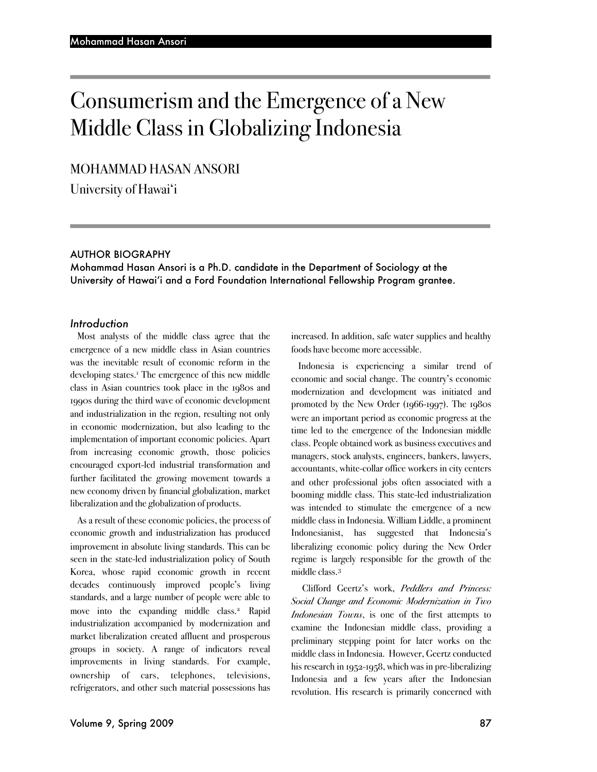# Consumerism and the Emergence of a New Middle Class in Globalizing Indonesia

MOHAMMAD HASAN ANSORI

University of Hawai'i

**AUTHOR BIOGRAPHY**

**Mohammad Hasan Ansori is a Ph.D. candidate in the Department of Sociology at the University of Hawai'i and a Ford Foundation International Fellowship Program grantee.**

## *Introduction*

Most analysts of the middle class agree that the emergence of a new middle class in Asian countries was the inevitable result of economic reform in the developing states.[1] The emergence of this new middle class in Asian countries took place in the 1980s and 1990s during the third wave of economic development and industrialization in the region, resulting not only in economic modernization, but also leading to the implementation of important economic policies. Apart from increasing economic growth, those policies encouraged export-led industrial transformation and further facilitated the growing movement towards a new economy driven by financial globalization, market liberalization and the globalization of products.

As a result of these economic policies, the process of economic growth and industrialization has produced improvement in absolute living standards. This can be seen in the state-led industrialization policy of South Korea, whose rapid economic growth in recent decades continuously improved people's living standards, and a large number of people were able to move into the expanding middle class.[2] Rapid industrialization accompanied by modernization and market liberalization created affluent and prosperous groups in society. A range of indicators reveal improvements in living standards. For example, ownership of cars, telephones, televisions, refrigerators, and other such material possessions has increased. In addition, safe water supplies and healthy foods have become more accessible.

Indonesia is experiencing a similar trend of economic and social change. The country's economic modernization and development was initiated and promoted by the New Order (1966-1997). The 1980s were an important period as economic progress at the time led to the emergence of the Indonesian middle class. People obtained work as business executives and managers, stock analysts, engineers, bankers, lawyers, accountants, white-collar office workers in city centers and other professional jobs often associated with a booming middle class. This state-led industrialization was intended to stimulate the emergence of a new middle class in Indonesia. William Liddle, a prominent Indonesianist, has suggested that Indonesia's liberalizing economic policy during the New Order regime is largely responsible for the growth of the middle class.[3]

Clifford Geertz's work, *Peddlers and Princess: Social Change and Economic Modernization in Two Indonesian Towns*, is one of the first attempts to examine the Indonesian middle class, providing a preliminary stepping point for later works on the middle class in Indonesia. However, Geertz conducted his research in 1952-1958, which was in pre-liberalizing Indonesia and a few years after the Indonesian revolution. His research is primarily concerned with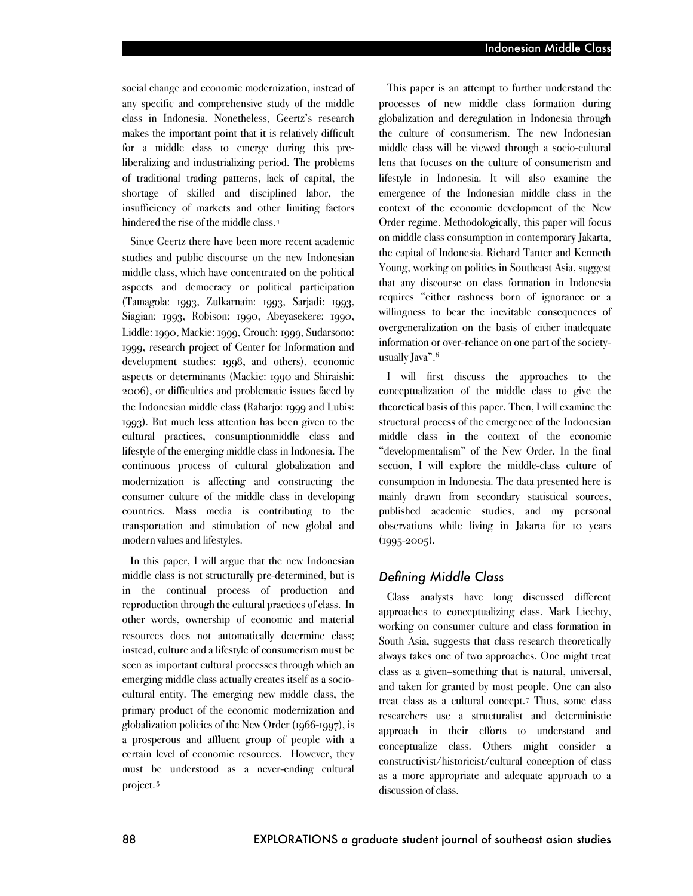social change and economic modernization, instead of any specific and comprehensive study of the middle class in Indonesia. Nonetheless, Geertz's research makes the important point that it is relatively difficult for a middle class to emerge during this pre-liberalizing and industrializing period. The problems of traditional trading patterns, lack of capital, the shortage of skilled and disciplined labor, the insufficiency of markets and other limiting factors hindered the rise of the middle class.[4]

Since Geertz there have been more recent academic studies and public discourse on the new Indonesian middle class, which have concentrated on the political aspects and democracy or political participation (Tamagola: 1993, Zulkarnain: 1993, Sarjadi: 1993, Siagian: 1993, Robison: 1990, Abeyasekere: 1990, Liddle: 1990, Mackie: 1999, Crouch: 1999, Sudarsono: 1999, research project of Center for Information and development studies: 1998, and others), economic aspects or determinants (Mackie: 1990 and Shiraishi: 2006), or difficulties and problematic issues faced by the Indonesian middle class (Raharjo: 1999 and Lubis: 1993). But much less attention has been given to the cultural practices, consumptionmiddle class and lifestyle of the emerging middle class in Indonesia. The continuous process of cultural globalization and modernization is affecting and constructing the consumer culture of the middle class in developing countries. Mass media is contributing to the transportation and stimulation of new global and modern values and lifestyles.

In this paper, I will argue that the new Indonesian middle class is not structurally pre-determined, but is in the continual process of production and reproduction through the cultural practices of class. In other words, ownership of economic and material resources does not automatically determine class; instead, culture and a lifestyle of consumerism must be seen as important cultural processes through which an emerging middle class actually creates itself as a socio-cultural entity. The emerging new middle class, the primary product of the economic modernization and globalization policies of the New Order (1966-1997), is a prosperous and affluent group of people with a certain level of economic resources. However, they must be understood as a never-ending cultural project.[5]

This paper is an attempt to further understand the processes of new middle class formation during globalization and deregulation in Indonesia through the culture of consumerism. The new Indonesian middle class will be viewed through a socio-cultural lens that focuses on the culture of consumerism and lifestyle in Indonesia. It will also examine the emergence of the Indonesian middle class in the context of the economic development of the New Order regime. Methodologically, this paper will focus on middle class consumption in contemporary Jakarta, the capital of Indonesia. Richard Tanter and Kenneth Young, working on politics in Southeast Asia, suggest that any discourse on class formation in Indonesia requires "either rashness born of ignorance or a willingness to bear the inevitable consequences of overgeneralization on the basis of either inadequate information or over-reliance on one part of the society-usually Java".[6]

I will first discuss the approaches to the conceptualization of the middle class to give the theoretical basis of this paper. Then, I will examine the structural process of the emergence of the Indonesian middle class in the context of the economic "developmentalism" of the New Order. In the final section, I will explore the middle-class culture of consumption in Indonesia. The data presented here is mainly drawn from secondary statistical sources, published academic studies, and my personal observations while living in Jakarta for 10 years (1995-2005).

## *Defining Middle Class*

Class analysts have long discussed different approaches to conceptualizing class. Mark Liechty, working on consumer culture and class formation in South Asia, suggests that class research theoretically always takes one of two approaches. One might treat class as a given–something that is natural, universal, and taken for granted by most people. One can also treat class as a cultural concept.[7] Thus, some class researchers use a structuralist and deterministic approach in their efforts to understand and conceptualize class. Others might consider a constructivist/historicist/cultural conception of class as a more appropriate and adequate approach to a discussion of class.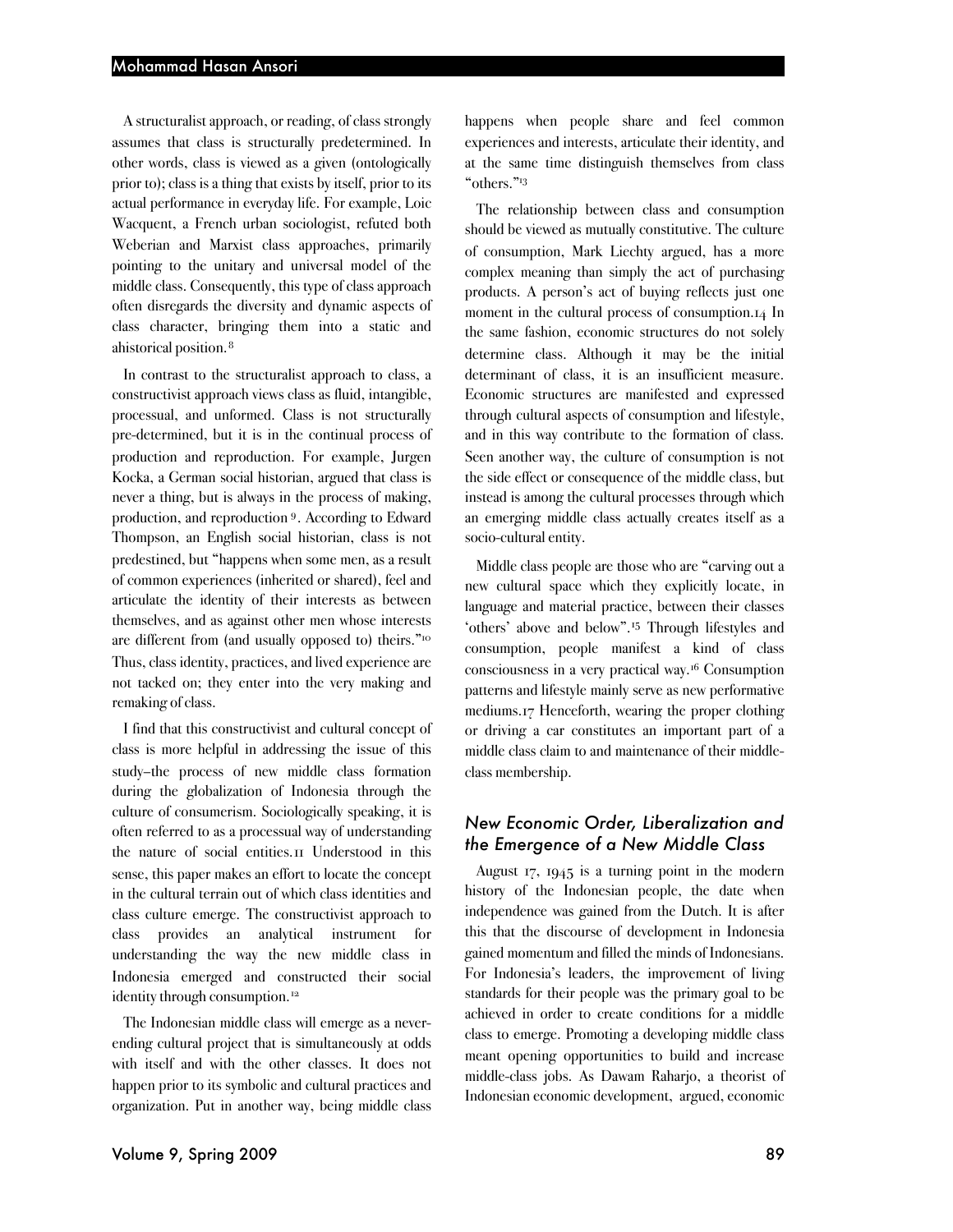A structuralist approach, or reading, of class strongly assumes that class is structurally predetermined. In other words, class is viewed as a given (ontologically prior to); class is a thing that exists by itself, prior to its actual performance in everyday life. For example, Loic Wacquent, a French urban sociologist, refuted both Weberian and Marxist class approaches, primarily pointing to the unitary and universal model of the middle class. Consequently, this type of class approach often disregards the diversity and dynamic aspects of class character, bringing them into a static and ahistorical position.[8]

In contrast to the structuralist approach to class, a constructivist approach views class as fluid, intangible, processual, and unformed. Class is not structurally pre-determined, but it is in the continual process of production and reproduction. For example, Jurgen Kocka, a German social historian, argued that class is never a thing, but is always in the process of making, production, and reproduction[9]. According to Edward Thompson, an English social historian, class is not predestined, but "happens when some men, as a result of common experiences (inherited or shared), feel and articulate the identity of their interests as between themselves, and as against other men whose interests are different from (and usually opposed to) theirs."[10] Thus, class identity, practices, and lived experience are not tacked on; they enter into the very making and remaking of class.

I find that this constructivist and cultural concept of class is more helpful in addressing the issue of this study–the process of new middle class formation during the globalization of Indonesia through the culture of consumerism. Sociologically speaking, it is often referred to as a processual way of understanding the nature of social entities.[11] Understood in this sense, this paper makes an effort to locate the concept in the cultural terrain out of which class identities and class culture emerge. The constructivist approach to class provides an analytical instrument for understanding the way the new middle class in Indonesia emerged and constructed their social identity through consumption.[12]

The Indonesian middle class will emerge as a never-ending cultural project that is simultaneously at odds with itself and with the other classes. It does not happen prior to its symbolic and cultural practices and organization. Put in another way, being middle class happens when people share and feel common experiences and interests, articulate their identity, and at the same time distinguish themselves from class "others."[13]

The relationship between class and consumption should be viewed as mutually constitutive. The culture of consumption, Mark Liechty argued, has a more complex meaning than simply the act of purchasing products. A person's act of buying reflects just one moment in the cultural process of consumption.[14] In the same fashion, economic structures do not solely determine class. Although it may be the initial determinant of class, it is an insufficient measure. Economic structures are manifested and expressed through cultural aspects of consumption and lifestyle, and in this way contribute to the formation of class. Seen another way, the culture of consumption is not the side effect or consequence of the middle class, but instead is among the cultural processes through which an emerging middle class actually creates itself as a socio-cultural entity.

Middle class people are those who are "carving out a new cultural space which they explicitly locate, in language and material practice, between their classes 'others' above and below".[15] Through lifestyles and consumption, people manifest a kind of class consciousness in a very practical way.[16] Consumption patterns and lifestyle mainly serve as new performative mediums.[17] Henceforth, wearing the proper clothing or driving a car constitutes an important part of a middle class claim to and maintenance of their middle-class membership.

## *New Economic Order, Liberalization and the Emergence of a New Middle Class*

August 17, 1945 is a turning point in the modern history of the Indonesian people, the date when independence was gained from the Dutch. It is after this that the discourse of development in Indonesia gained momentum and filled the minds of Indonesians. For Indonesia's leaders, the improvement of living standards for their people was the primary goal to be achieved in order to create conditions for a middle class to emerge. Promoting a developing middle class meant opening opportunities to build and increase middle-class jobs. As Dawam Raharjo, a theorist of Indonesian economic development, argued, economic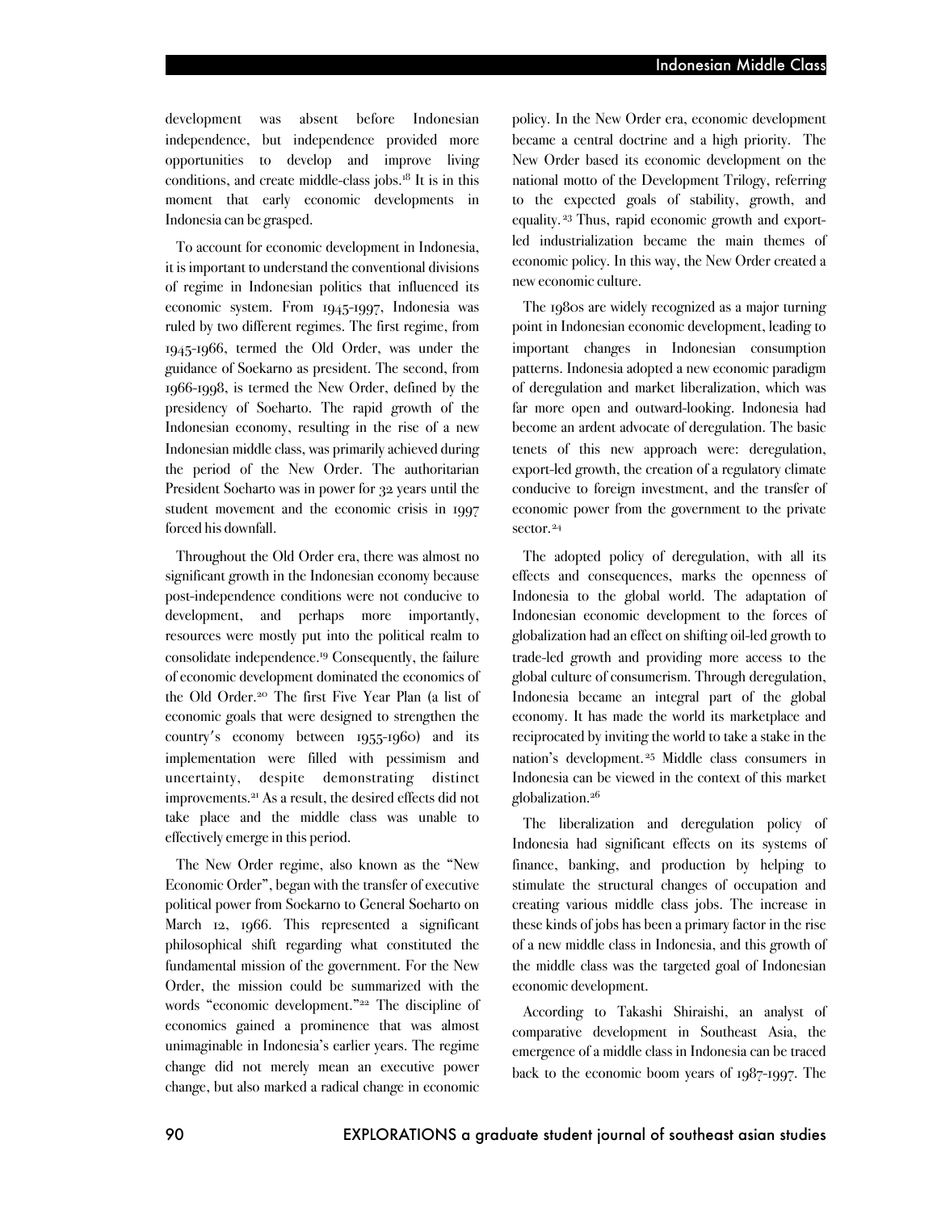development was absent before Indonesian independence, but independence provided more opportunities to develop and improve living conditions, and create middle-class jobs.[18] It is in this moment that early economic developments in Indonesia can be grasped.

To account for economic development in Indonesia, it is important to understand the conventional divisions of regime in Indonesian politics that influenced its economic system. From 1945-1997, Indonesia was ruled by two different regimes. The first regime, from 1945-1966, termed the Old Order, was under the guidance of Soekarno as president. The second, from 1966-1998, is termed the New Order, defined by the presidency of Soeharto. The rapid growth of the Indonesian economy, resulting in the rise of a new Indonesian middle class, was primarily achieved during the period of the New Order. The authoritarian President Soeharto was in power for 32 years until the student movement and the economic crisis in 1997 forced his downfall.

Throughout the Old Order era, there was almost no significant growth in the Indonesian economy because post-independence conditions were not conducive to development, and perhaps more importantly, resources were mostly put into the political realm to consolidate independence.[19] Consequently, the failure of economic development dominated the economics of the Old Order.[20] The first Five Year Plan (a list of economic goals that were designed to strengthen the country's economy between 1955-1960) and its implementation were filled with pessimism and uncertainty, despite demonstrating distinct improvements.[21] As a result, the desired effects did not take place and the middle class was unable to effectively emerge in this period.

The New Order regime, also known as the "New Economic Order", began with the transfer of executive political power from Soekarno to General Soeharto on March 12, 1966. This represented a significant philosophical shift regarding what constituted the fundamental mission of the government. For the New Order, the mission could be summarized with the words "economic development."[22] The discipline of economics gained a prominence that was almost unimaginable in Indonesia's earlier years. The regime change did not merely mean an executive power change, but also marked a radical change in economic policy. In the New Order era, economic development became a central doctrine and a high priority. The New Order based its economic development on the national motto of the Development Trilogy, referring to the expected goals of stability, growth, and equality.[23] Thus, rapid economic growth and export-led industrialization became the main themes of economic policy. In this way, the New Order created a new economic culture.

The 1980s are widely recognized as a major turning point in Indonesian economic development, leading to important changes in Indonesian consumption patterns. Indonesia adopted a new economic paradigm of deregulation and market liberalization, which was far more open and outward-looking. Indonesia had become an ardent advocate of deregulation. The basic tenets of this new approach were: deregulation, export-led growth, the creation of a regulatory climate conducive to foreign investment, and the transfer of economic power from the government to the private sector.[24]

The adopted policy of deregulation, with all its effects and consequences, marks the openness of Indonesia to the global world. The adaptation of Indonesian economic development to the forces of globalization had an effect on shifting oil-led growth to trade-led growth and providing more access to the global culture of consumerism. Through deregulation, Indonesia became an integral part of the global economy. It has made the world its marketplace and reciprocated by inviting the world to take a stake in the nation's development.[25] Middle class consumers in Indonesia can be viewed in the context of this market globalization.[26]

The liberalization and deregulation policy of Indonesia had significant effects on its systems of finance, banking, and production by helping to stimulate the structural changes of occupation and creating various middle class jobs. The increase in these kinds of jobs has been a primary factor in the rise of a new middle class in Indonesia, and this growth of the middle class was the targeted goal of Indonesian economic development.

According to Takashi Shiraishi, an analyst of comparative development in Southeast Asia, the emergence of a middle class in Indonesia can be traced back to the economic boom years of 1987-1997. The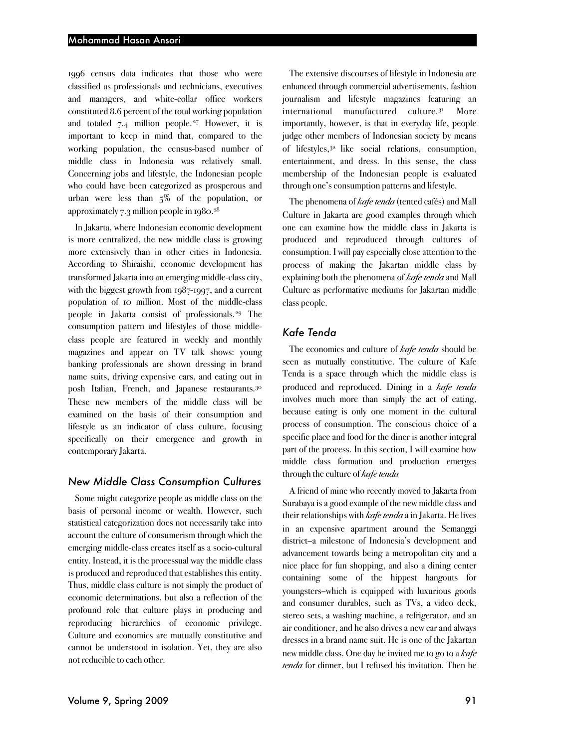1996 census data indicates that those who were classified as professionals and technicians, executives and managers, and white-collar office workers constituted 8.6 percent of the total working population and totaled 7.4 million people.[27] However, it is important to keep in mind that, compared to the working population, the census-based number of middle class in Indonesia was relatively small. Concerning jobs and lifestyle, the Indonesian people who could have been categorized as prosperous and urban were less than 5% of the population, or approximately 7.3 million people in 1980.[28]

In Jakarta, where Indonesian economic development is more centralized, the new middle class is growing more extensively than in other cities in Indonesia. According to Shiraishi, economic development has transformed Jakarta into an emerging middle-class city, with the biggest growth from 1987-1997, and a current population of 10 million. Most of the middle-class people in Jakarta consist of professionals.[29] The consumption pattern and lifestyles of those middle-class people are featured in weekly and monthly magazines and appear on TV talk shows: young banking professionals are shown dressing in brand name suits, driving expensive cars, and eating out in posh Italian, French, and Japanese restaurants.[30] These new members of the middle class will be examined on the basis of their consumption and lifestyle as an indicator of class culture, focusing specifically on their emergence and growth in contemporary Jakarta.

## New Middle Class Consumption Cultures

Some might categorize people as middle class on the basis of personal income or wealth. However, such statistical categorization does not necessarily take into account the culture of consumerism through which the emerging middle-class creates itself as a socio-cultural entity. Instead, it is the processual way the middle class is produced and reproduced that establishes this entity. Thus, middle class culture is not simply the product of economic determinations, but also a reflection of the profound role that culture plays in producing and reproducing hierarchies of economic privilege. Culture and economics are mutually constitutive and cannot be understood in isolation. Yet, they are also not reducible to each other.

The extensive discourses of lifestyle in Indonesia are enhanced through commercial advertisements, fashion journalism and lifestyle magazines featuring an international manufactured culture.[31] More importantly, however, is that in everyday life, people judge other members of Indonesian society by means of lifestyles,[32] like social relations, consumption, entertainment, and dress. In this sense, the class membership of the Indonesian people is evaluated through one's consumption patterns and lifestyle.

The phenomena of *kafe tenda* (tented cafés) and Mall Culture in Jakarta are good examples through which one can examine how the middle class in Jakarta is produced and reproduced through cultures of consumption. I will pay especially close attention to the process of making the Jakartan middle class by explaining both the phenomena of *kafe tenda* and Mall Culture as performative mediums for Jakartan middle class people.

## Kafe Tenda

The economics and culture of *kafe tenda* should be seen as mutually constitutive. The culture of Kafe Tenda is a space through which the middle class is produced and reproduced. Dining in a *kafe tenda* involves much more than simply the act of eating, because eating is only one moment in the cultural process of consumption. The conscious choice of a specific place and food for the diner is another integral part of the process. In this section, I will examine how middle class formation and production emerges through the culture of *kafe tenda*

A friend of mine who recently moved to Jakarta from Surabaya is a good example of the new middle class and their relationships with *kafe tenda* a in Jakarta. He lives in an expensive apartment around the Semanggi district–a milestone of Indonesia's development and advancement towards being a metropolitan city and a nice place for fun shopping, and also a dining center containing some of the hippest hangouts for youngsters–which is equipped with luxurious goods and consumer durables, such as TVs, a video deck, stereo sets, a washing machine, a refrigerator, and an air conditioner, and he also drives a new car and always dresses in a brand name suit. He is one of the Jakartan new middle class. One day he invited me to go to a *kafe tenda* for dinner, but I refused his invitation. Then he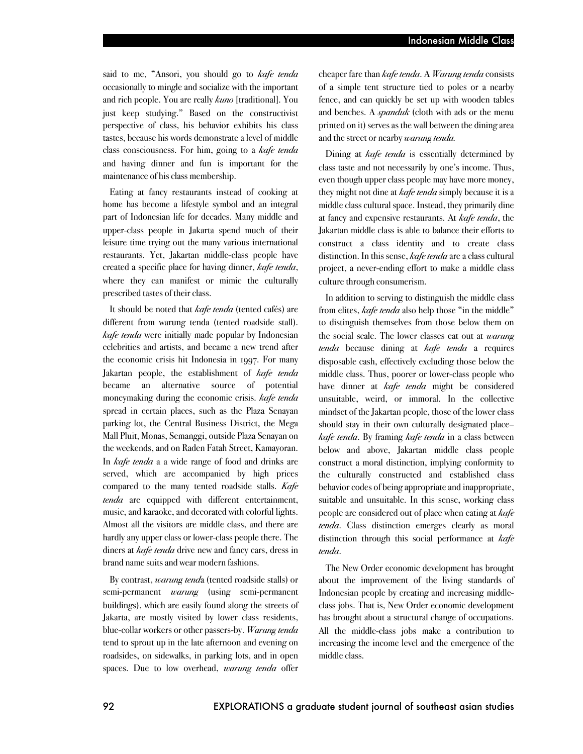said to me, "Ansori, you should go to *kafe tenda* occasionally to mingle and socialize with the important and rich people. You are really *kuno* [traditional]. You just keep studying." Based on the constructivist perspective of class, his behavior exhibits his class tastes, because his words demonstrate a level of middle class consciousness. For him, going to a *kafe tenda* and having dinner and fun is important for the maintenance of his class membership.

Eating at fancy restaurants instead of cooking at home has become a lifestyle symbol and an integral part of Indonesian life for decades. Many middle and upper-class people in Jakarta spend much of their leisure time trying out the many various international restaurants. Yet, Jakartan middle-class people have created a specific place for having dinner, *kafe tenda*, where they can manifest or mimic the culturally prescribed tastes of their class.

It should be noted that *kafe tenda* (tented cafés) are different from warung tenda (tented roadside stall). *kafe tenda* were initially made popular by Indonesian celebrities and artists, and became a new trend after the economic crisis hit Indonesia in 1997. For many Jakartan people, the establishment of *kafe tenda* became an alternative source of potential moneymaking during the economic crisis. *kafe tenda* spread in certain places, such as the Plaza Senayan parking lot, the Central Business District, the Mega Mall Pluit, Monas, Semanggi, outside Plaza Senayan on the weekends, and on Raden Fatah Street, Kamayoran. In *kafe tenda* a a wide range of food and drinks are served, which are accompanied by high prices compared to the many tented roadside stalls. *Kafe tenda* are equipped with different entertainment, music, and karaoke, and decorated with colorful lights. Almost all the visitors are middle class, and there are hardly any upper class or lower-class people there. The diners at *kafe tenda* drive new and fancy cars, dress in brand name suits and wear modern fashions.

By contrast, *warung tend*a (tented roadside stalls) or semi-permanent *warung* (using semi-permanent buildings), which are easily found along the streets of Jakarta, are mostly visited by lower class residents, blue-collar workers or other passers-by. *Warung tenda* tend to sprout up in the late afternoon and evening on roadsides, on sidewalks, in parking lots, and in open spaces. Due to low overhead, *warung tenda* offer cheaper fare than *kafe tenda*. A *Warung tenda* consists of a simple tent structure tied to poles or a nearby fence, and can quickly be set up with wooden tables and benches. A *spanduk* (cloth with ads or the menu printed on it) serves as the wall between the dining area and the street or nearby *warung tenda.*

Dining at *kafe tenda* is essentially determined by class taste and not necessarily by one's income. Thus, even though upper class people may have more money, they might not dine at *kafe tenda* simply because it is a middle class cultural space. Instead, they primarily dine at fancy and expensive restaurants. At *kafe tenda*, the Jakartan middle class is able to balance their efforts to construct a class identity and to create class distinction. In this sense, *kafe tenda* are a class cultural project, a never-ending effort to make a middle class culture through consumerism.

In addition to serving to distinguish the middle class from elites, *kafe tenda* also help those "in the middle" to distinguish themselves from those below them on the social scale. The lower classes eat out at *warung tenda* because dining at *kafe tenda* a requires disposable cash, effectively excluding those below the middle class. Thus, poorer or lower-class people who have dinner at *kafe tenda* might be considered unsuitable, weird, or immoral. In the collective mindset of the Jakartan people, those of the lower class should stay in their own culturally designated place– *kafe tenda*. By framing *kafe tenda* in a class between below and above, Jakartan middle class people construct a moral distinction, implying conformity to the culturally constructed and established class behavior codes of being appropriate and inappropriate, suitable and unsuitable. In this sense, working class people are considered out of place when eating at *kafe tenda*. Class distinction emerges clearly as moral distinction through this social performance at *kafe tenda*.

The New Order economic development has brought about the improvement of the living standards of Indonesian people by creating and increasing middle-class jobs. That is, New Order economic development has brought about a structural change of occupations. All the middle-class jobs make a contribution to increasing the income level and the emergence of the middle class.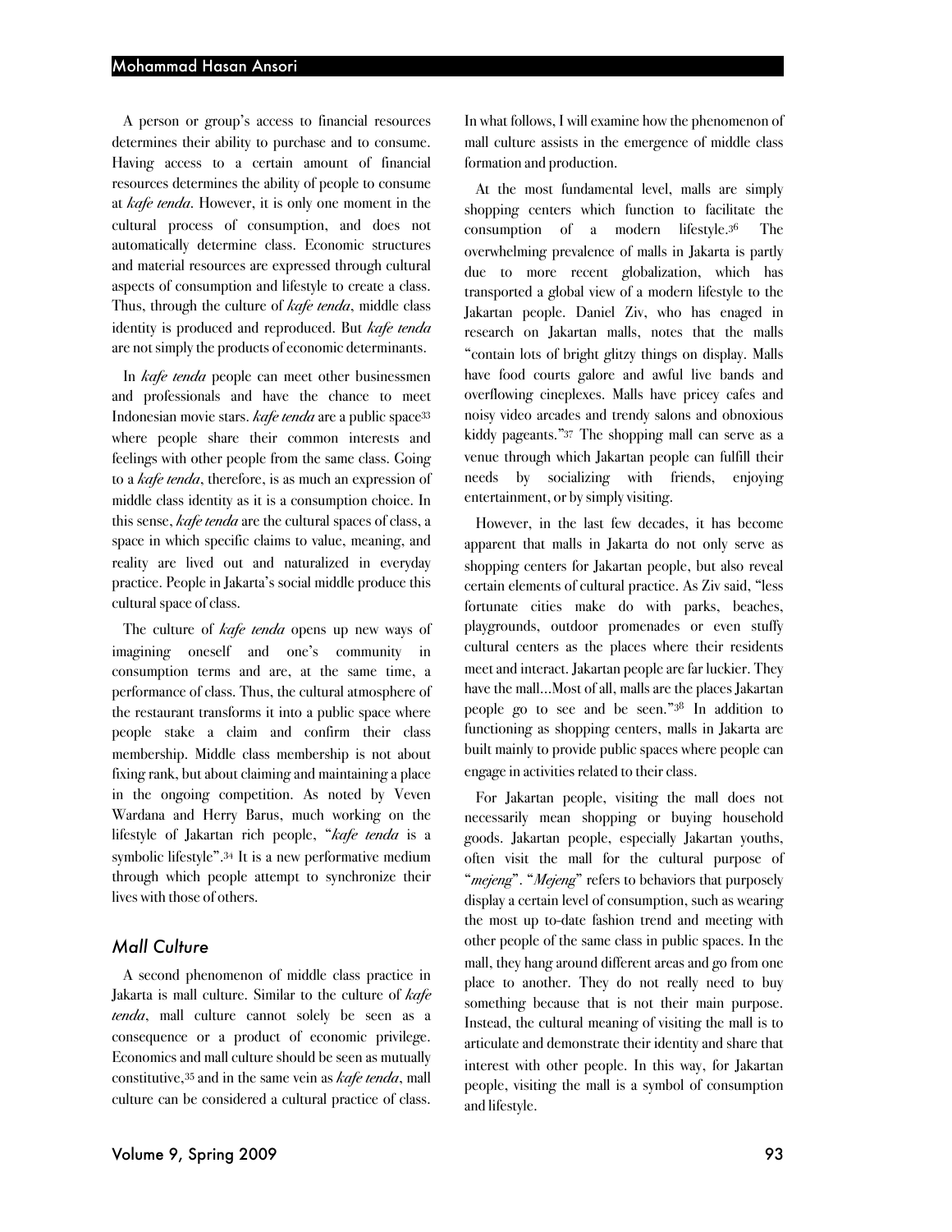A person or group's access to financial resources determines their ability to purchase and to consume. Having access to a certain amount of financial resources determines the ability of people to consume at *kafe tenda*. However, it is only one moment in the cultural process of consumption, and does not automatically determine class. Economic structures and material resources are expressed through cultural aspects of consumption and lifestyle to create a class. Thus, through the culture of *kafe tenda*, middle class identity is produced and reproduced. But *kafe tenda* are not simply the products of economic determinants.

In *kafe tenda* people can meet other businessmen and professionals and have the chance to meet Indonesian movie stars. *kafe tenda* are a public space[33] where people share their common interests and feelings with other people from the same class. Going to a *kafe tenda*, therefore, is as much an expression of middle class identity as it is a consumption choice. In this sense, *kafe tenda* are the cultural spaces of class, a space in which specific claims to value, meaning, and reality are lived out and naturalized in everyday practice. People in Jakarta's social middle produce this cultural space of class.

The culture of *kafe tenda* opens up new ways of imagining oneself and one's community in consumption terms and are, at the same time, a performance of class. Thus, the cultural atmosphere of the restaurant transforms it into a public space where people stake a claim and confirm their class membership. Middle class membership is not about fixing rank, but about claiming and maintaining a place in the ongoing competition. As noted by Veven Wardana and Herry Barus, much working on the lifestyle of Jakartan rich people, "*kafe tenda* is a symbolic lifestyle".[34] It is a new performative medium through which people attempt to synchronize their lives with those of others.

### *Mall Culture*

A second phenomenon of middle class practice in Jakarta is mall culture. Similar to the culture of *kafe tenda*, mall culture cannot solely be seen as a consequence or a product of economic privilege. Economics and mall culture should be seen as mutually constitutive,[35] and in the same vein as *kafe tenda*, mall culture can be considered a cultural practice of class. In what follows, I will examine how the phenomenon of mall culture assists in the emergence of middle class formation and production.

At the most fundamental level, malls are simply shopping centers which function to facilitate the consumption of a modern lifestyle.[36] The overwhelming prevalence of malls in Jakarta is partly due to more recent globalization, which has transported a global view of a modern lifestyle to the Jakartan people. Daniel Ziv, who has enaged in research on Jakartan malls, notes that the malls "contain lots of bright glitzy things on display. Malls have food courts galore and awful live bands and overflowing cineplexes. Malls have pricey cafes and noisy video arcades and trendy salons and obnoxious kiddy pageants."[37] The shopping mall can serve as a venue through which Jakartan people can fulfill their needs by socializing with friends, enjoying entertainment, or by simply visiting.

However, in the last few decades, it has become apparent that malls in Jakarta do not only serve as shopping centers for Jakartan people, but also reveal certain elements of cultural practice. As Ziv said, "less fortunate cities make do with parks, beaches, playgrounds, outdoor promenades or even stuffy cultural centers as the places where their residents meet and interact. Jakartan people are far luckier. They have the mall…Most of all, malls are the places Jakartan people go to see and be seen."[38] In addition to functioning as shopping centers, malls in Jakarta are built mainly to provide public spaces where people can engage in activities related to their class.

For Jakartan people, visiting the mall does not necessarily mean shopping or buying household goods. Jakartan people, especially Jakartan youths, often visit the mall for the cultural purpose of "*mejeng*". "*Mejeng*" refers to behaviors that purposely display a certain level of consumption, such as wearing the most up to-date fashion trend and meeting with other people of the same class in public spaces. In the mall, they hang around different areas and go from one place to another. They do not really need to buy something because that is not their main purpose. Instead, the cultural meaning of visiting the mall is to articulate and demonstrate their identity and share that interest with other people. In this way, for Jakartan people, visiting the mall is a symbol of consumption and lifestyle.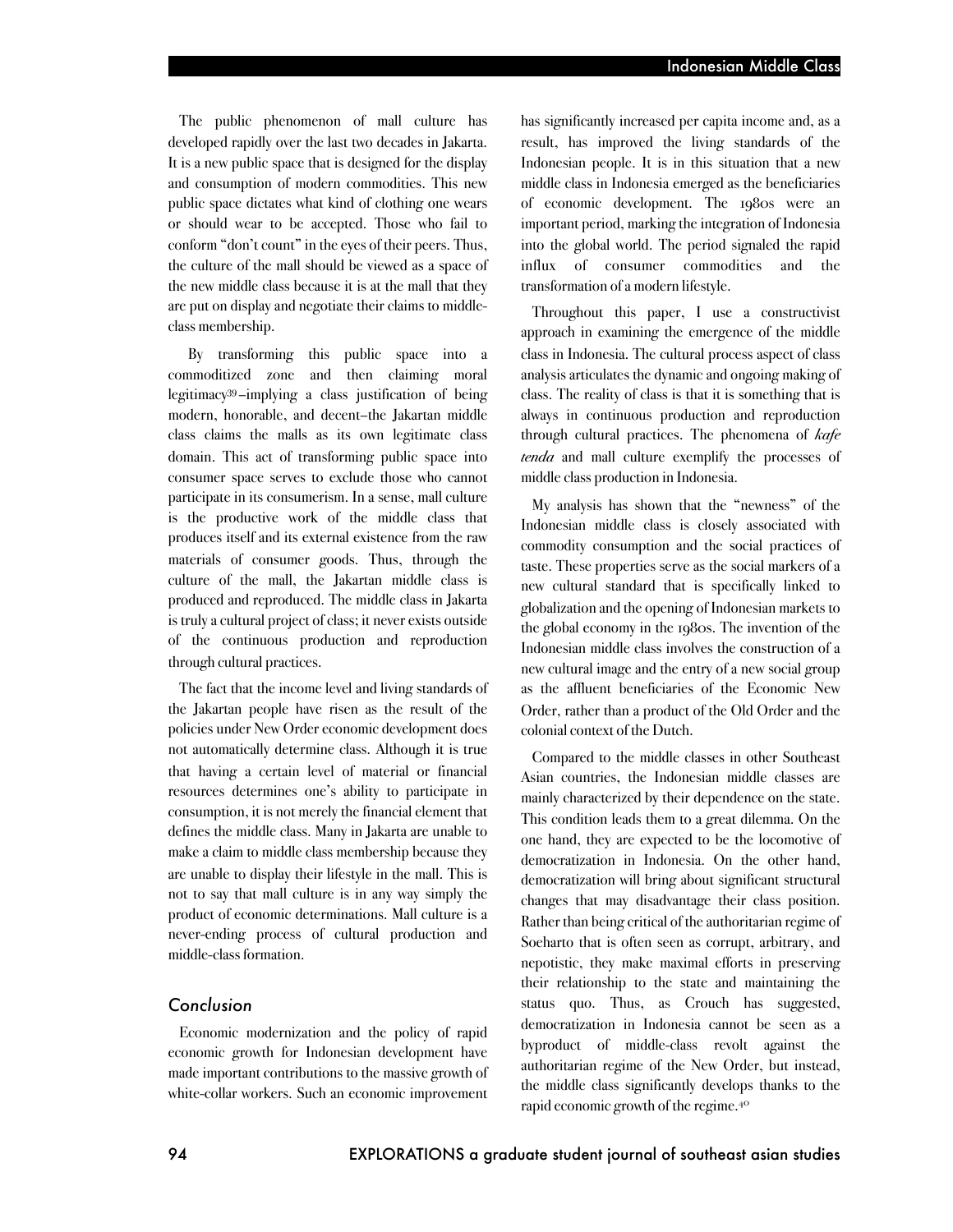The public phenomenon of mall culture has developed rapidly over the last two decades in Jakarta. It is a new public space that is designed for the display and consumption of modern commodities. This new public space dictates what kind of clothing one wears or should wear to be accepted. Those who fail to conform "don't count" in the eyes of their peers. Thus, the culture of the mall should be viewed as a space of the new middle class because it is at the mall that they are put on display and negotiate their claims to middle-class membership.

By transforming this public space into a commoditized zone and then claiming moral legitimacy[39]–implying a class justification of being modern, honorable, and decent–the Jakartan middle class claims the malls as its own legitimate class domain. This act of transforming public space into consumer space serves to exclude those who cannot participate in its consumerism. In a sense, mall culture is the productive work of the middle class that produces itself and its external existence from the raw materials of consumer goods. Thus, through the culture of the mall, the Jakartan middle class is produced and reproduced. The middle class in Jakarta is truly a cultural project of class; it never exists outside of the continuous production and reproduction through cultural practices.

The fact that the income level and living standards of the Jakartan people have risen as the result of the policies under New Order economic development does not automatically determine class. Although it is true that having a certain level of material or financial resources determines one's ability to participate in consumption, it is not merely the financial element that defines the middle class. Many in Jakarta are unable to make a claim to middle class membership because they are unable to display their lifestyle in the mall. This is not to say that mall culture is in any way simply the product of economic determinations. Mall culture is a never-ending process of cultural production and middle-class formation.

## *Conclusion*

Economic modernization and the policy of rapid economic growth for Indonesian development have made important contributions to the massive growth of white-collar workers. Such an economic improvement has significantly increased per capita income and, as a result, has improved the living standards of the Indonesian people. It is in this situation that a new middle class in Indonesia emerged as the beneficiaries of economic development. The 1980s were an important period, marking the integration of Indonesia into the global world. The period signaled the rapid influx of consumer commodities and the transformation of a modern lifestyle.

Throughout this paper, I use a constructivist approach in examining the emergence of the middle class in Indonesia. The cultural process aspect of class analysis articulates the dynamic and ongoing making of class. The reality of class is that it is something that is always in continuous production and reproduction through cultural practices. The phenomena of *kafe tenda* and mall culture exemplify the processes of middle class production in Indonesia.

My analysis has shown that the "newness" of the Indonesian middle class is closely associated with commodity consumption and the social practices of taste. These properties serve as the social markers of a new cultural standard that is specifically linked to globalization and the opening of Indonesian markets to the global economy in the 1980s. The invention of the Indonesian middle class involves the construction of a new cultural image and the entry of a new social group as the affluent beneficiaries of the Economic New Order, rather than a product of the Old Order and the colonial context of the Dutch.

Compared to the middle classes in other Southeast Asian countries, the Indonesian middle classes are mainly characterized by their dependence on the state. This condition leads them to a great dilemma. On the one hand, they are expected to be the locomotive of democratization in Indonesia. On the other hand, democratization will bring about significant structural changes that may disadvantage their class position. Rather than being critical of the authoritarian regime of Soeharto that is often seen as corrupt, arbitrary, and nepotistic, they make maximal efforts in preserving their relationship to the state and maintaining the status quo. Thus, as Crouch has suggested, democratization in Indonesia cannot be seen as a byproduct of middle-class revolt against the authoritarian regime of the New Order, but instead, the middle class significantly develops thanks to the rapid economic growth of the regime.[40]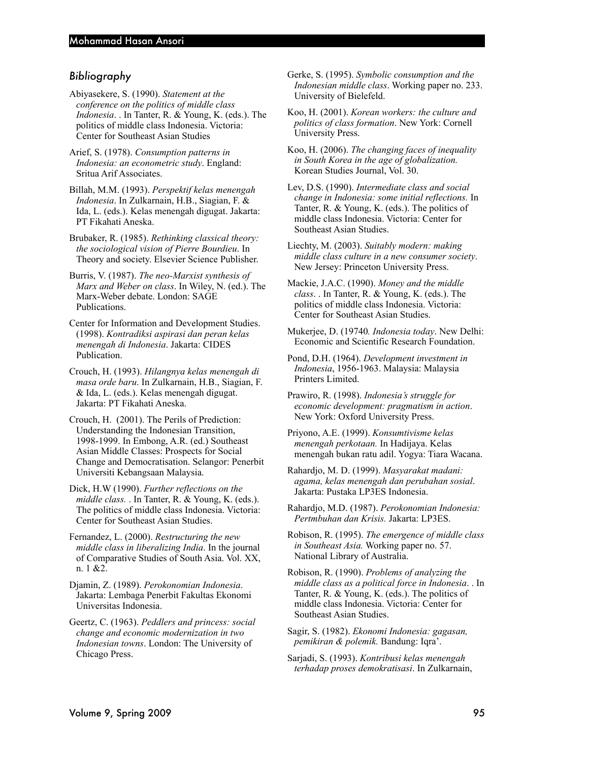### *Bibliography*

Abiyasekere, S. (1990). *Statement at the conference on the politics of middle class Indonesia*. . In Tanter, R. & Young, K. (eds.). The politics of middle class Indonesia. Victoria: Center for Southeast Asian Studies

Arief, S. (1978). *Consumption patterns in Indonesia: an econometric study*. England: Sritua Arif Associates.

Billah, M.M. (1993). *Perspektif kelas menengah Indonesia*. In Zulkarnain, H.B., Siagian, F. & Ida, L. (eds.). Kelas menengah digugat. Jakarta: PT Fikahati Aneska.

Brubaker, R. (1985). *Rethinking classical theory: the sociological vision of Pierre Bourdieu*. In Theory and society. Elsevier Science Publisher.

Burris, V. (1987). *The neo-Marxist synthesis of Marx and Weber on class*. In Wiley, N. (ed.). The Marx-Weber debate. London: SAGE Publications.

Center for Information and Development Studies. (1998). *Kontradiksi aspirasi dan peran kelas menengah di Indonesia*. Jakarta: CIDES Publication.

Crouch, H. (1993). *Hilangnya kelas menengah di masa orde baru*. In Zulkarnain, H.B., Siagian, F. & Ida, L. (eds.). Kelas menengah digugat. Jakarta: PT Fikahati Aneska.

Crouch, H. (2001). The Perils of Prediction: Understanding the Indonesian Transition, 1998-1999. In Embong, A.R. (ed.) Southeast Asian Middle Classes: Prospects for Social Change and Democratisation. Selangor: Penerbit Universiti Kebangsaan Malaysia.

Dick, H.W (1990). *Further reflections on the middle class.* . In Tanter, R. & Young, K. (eds.). The politics of middle class Indonesia. Victoria: Center for Southeast Asian Studies.

Fernandez, L. (2000). *Restructuring the new middle class in liberalizing India*. In the journal of Comparative Studies of South Asia. Vol. XX, n. 1 &2.

Djamin, Z. (1989). *Perokonomian Indonesia*. Jakarta: Lembaga Penerbit Fakultas Ekonomi Universitas Indonesia.

Geertz, C. (1963). *Peddlers and princess: social change and economic modernization in two Indonesian towns*. London: The University of Chicago Press.

Gerke, S. (1995). *Symbolic consumption and the Indonesian middle class*. Working paper no. 233. University of Bielefeld.

Koo, H. (2001). *Korean workers: the culture and politics of class formation*. New York: Cornell University Press.

Koo, H. (2006). *The changing faces of inequality in South Korea in the age of globalization.* Korean Studies Journal, Vol. 30.

Lev, D.S. (1990). *Intermediate class and social change in Indonesia: some initial reflections.* In Tanter, R. & Young, K. (eds.). The politics of middle class Indonesia. Victoria: Center for Southeast Asian Studies.

Liechty, M. (2003). *Suitably modern: making middle class culture in a new consumer society*. New Jersey: Princeton University Press.

Mackie, J.A.C. (1990). *Money and the middle class*. . In Tanter, R. & Young, K. (eds.). The politics of middle class Indonesia. Victoria: Center for Southeast Asian Studies.

Mukerjee, D. (19740*. Indonesia today*. New Delhi: Economic and Scientific Research Foundation.

Pond, D.H. (1964). *Development investment in Indonesia*, 1956-1963. Malaysia: Malaysia Printers Limited.

Prawiro, R. (1998). *Indonesia's struggle for economic development: pragmatism in action*. New York: Oxford University Press.

Priyono, A.E. (1999). *Konsumtivisme kelas menengah perkotaan.* In Hadijaya. Kelas menengah bukan ratu adil. Yogya: Tiara Wacana.

Rahardjo, M. D. (1999). *Masyarakat madani: agama, kelas menengah dan perubahan sosial*. Jakarta: Pustaka LP3ES Indonesia.

Rahardjo, M.D. (1987). *Perokonomian Indonesia: Pertmbuhan dan Krisis.* Jakarta: LP3ES.

Robison, R. (1995). *The emergence of middle class in Southeast Asia.* Working paper no. 57. National Library of Australia.

Robison, R. (1990). *Problems of analyzing the middle class as a political force in Indonesia*. . In Tanter, R. & Young, K. (eds.). The politics of middle class Indonesia. Victoria: Center for Southeast Asian Studies.

Sagir, S. (1982). *Ekonomi Indonesia: gagasan, pemikiran & polemik.* Bandung: Iqra'.

Sarjadi, S. (1993). *Kontribusi kelas menengah terhadap proses demokratisasi*. In Zulkarnain,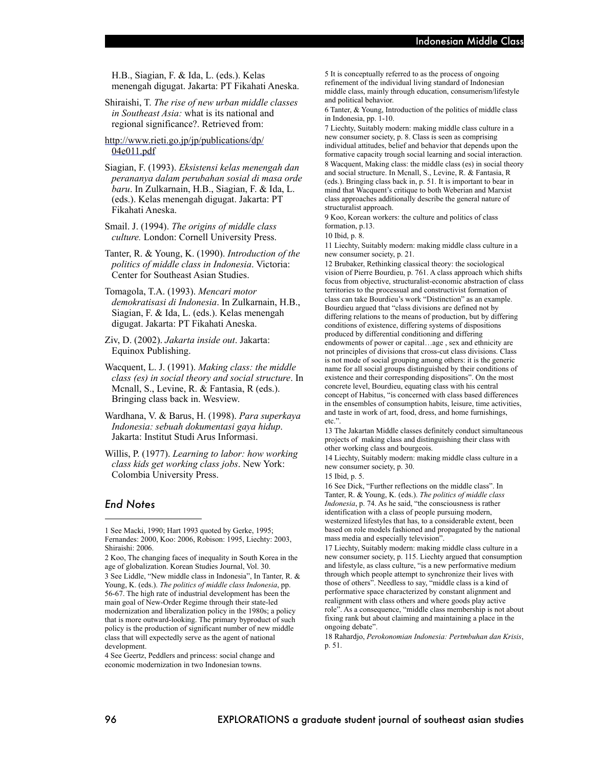H.B., Siagian, F. & Ida, L. (eds.). Kelas menengah digugat. Jakarta: PT Fikahati Aneska.

Shiraishi, T. *The rise of new urban middle classes in Southeast Asia:* what is its national and regional significance?. Retrieved from:

http://www.rieti.go.jp/jp/publications/dp/04e011.pdf

Siagian, F. (1993). *Eksistensi kelas menengah dan perananya dalam perubahan sosial di masa orde baru*. In Zulkarnain, H.B., Siagian, F. & Ida, L. (eds.). Kelas menengah digugat. Jakarta: PT Fikahati Aneska.

Smail. J. (1994). *The origins of middle class culture.* London: Cornell University Press.

Tanter, R. & Young, K. (1990). *Introduction of the politics of middle class in Indonesia*. Victoria: Center for Southeast Asian Studies.

Tomagola, T.A. (1993). *Mencari motor demokratisasi di Indonesia*. In Zulkarnain, H.B., Siagian, F. & Ida, L. (eds.). Kelas menengah digugat. Jakarta: PT Fikahati Aneska.

Ziv, D. (2002). *Jakarta inside out*. Jakarta: Equinox Publishing.

Wacquent, L. J. (1991). *Making class: the middle class (es) in social theory and social structure*. In Mcnall, S., Levine, R. & Fantasia, R (eds.). Bringing class back in. Wesview.

Wardhana, V. & Barus, H. (1998). *Para superkaya Indonesia: sebuah dokumentasi gaya hidup*. Jakarta: Institut Studi Arus Informasi.

Willis, P. (1977). *Learning to labor: how working class kids get working class jobs*. New York: Colombia University Press.

## End Notes

1 See Macki, 1990; Hart 1993 quoted by Gerke, 1995; Fernandes: 2000, Koo: 2006, Robison: 1995, Liechty: 2003, Shiraishi: 2006.

2 Koo, The changing faces of inequality in South Korea in the age of globalization. Korean Studies Journal, Vol. 30.

3 See Liddle, "New middle class in Indonesia", In Tanter, R. & Young, K. (eds.). *The politics of middle class Indonesia*, pp. 56-67. The high rate of industrial development has been the main goal of New-Order Regime through their state-led modernization and liberalization policy in the 1980s; a policy that is more outward-looking. The primary byproduct of such policy is the production of significant number of new middle class that will expectedly serve as the agent of national development.

4 See Geertz, Peddlers and princess: social change and economic modernization in two Indonesian towns.

5 It is conceptually referred to as the process of ongoing refinement of the individual living standard of Indonesian middle class, mainly through education, consumerism/lifestyle and political behavior.

6 Tanter, & Young, Introduction of the politics of middle class in Indonesia, pp. 1-10.

7 Liechty, Suitably modern: making middle class culture in a new consumer society, p. 8. Class is seen as comprising individual attitudes, belief and behavior that depends upon the formative capacity trough social learning and social interaction.

8 Wacquent, Making class: the middle class (es) in social theory and social structure. In Mcnall, S., Levine, R. & Fantasia, R (eds.). Bringing class back in, p. 51. It is important to bear in mind that Wacquent's critique to both Weberian and Marxist class approaches additionally describe the general nature of structuralist approach.

9 Koo, Korean workers: the culture and politics of class formation, p.13.

10 Ibid, p. 8.

11 Liechty, Suitably modern: making middle class culture in a new consumer society, p. 21.

12 Brubaker, Rethinking classical theory: the sociological vision of Pierre Bourdieu, p. 761. A class approach which shifts focus from objective, structuralist-economic abstraction of class territories to the processual and constructivist formation of class can take Bourdieu's work "Distinction" as an example. Bourdieu argued that "class divisions are defined not by differing relations to the means of production, but by differing conditions of existence, differing systems of dispositions produced by differential conditioning and differing endowments of power or capital…age , sex and ethnicity are not principles of divisions that cross-cut class divisions. Class is not mode of social grouping among others: it is the generic name for all social groups distinguished by their conditions of existence and their corresponding dispositions". On the most concrete level, Bourdieu, equating class with his central concept of Habitus, "is concerned with class based differences in the ensembles of consumption habits, leisure, time activities, and taste in work of art, food, dress, and home furnishings, etc.".

13 The Jakartan Middle classes definitely conduct simultaneous projects of making class and distinguishing their class with other working class and bourgeois.

14 Liechty, Suitably modern: making middle class culture in a new consumer society, p. 30.

15 Ibid, p. 5.

16 See Dick, "Further reflections on the middle class". In Tanter, R. & Young, K. (eds.). *The politics of middle class Indonesia*, p. 74. As he said, "the consciousness is rather identification with a class of people pursuing modern, westernized lifestyles that has, to a considerable extent, been based on role models fashioned and propagated by the national mass media and especially television".

17 Liechty, Suitably modern: making middle class culture in a new consumer society, p. 115. Liechty argued that consumption and lifestyle, as class culture, "is a new performative medium through which people attempt to synchronize their lives with those of others". Needless to say, "middle class is a kind of performative space characterized by constant alignment and realignment with class others and where goods play active role". As a consequence, "middle class membership is not about fixing rank but about claiming and maintaining a place in the ongoing debate".

18 Rahardjo, *Perokonomian Indonesia: Pertmbuhan dan Krisis*, p. 51.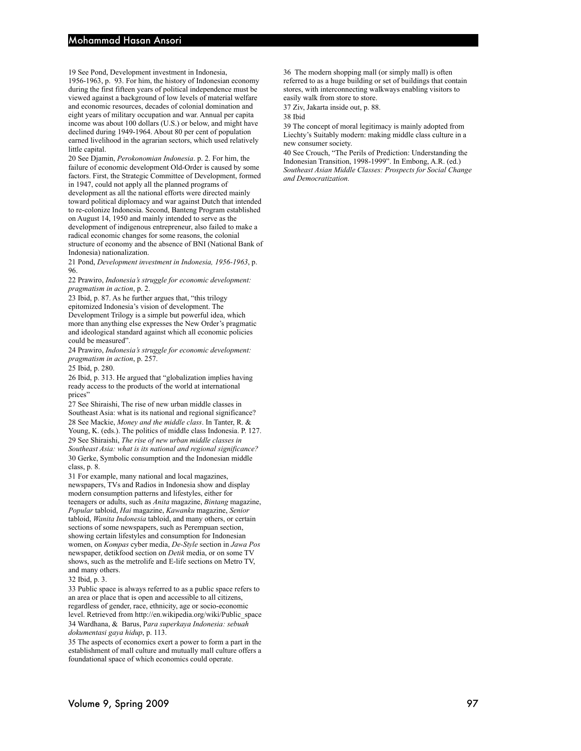19 See Pond, Development investment in Indonesia, 1956-1963, p. 93. For him, the history of Indonesian economy during the first fifteen years of political independence must be viewed against a background of low levels of material welfare and economic resources, decades of colonial domination and eight years of military occupation and war. Annual per capita income was about 100 dollars (U.S.) or below, and might have declined during 1949-1964. About 80 per cent of population earned livelihood in the agrarian sectors, which used relatively little capital.

20 See Djamin, *Perokonomian Indonesia*. p. 2. For him, the failure of economic development Old-Order is caused by some factors. First, the Strategic Committee of Development, formed in 1947, could not apply all the planned programs of development as all the national efforts were directed mainly toward political diplomacy and war against Dutch that intended to re-colonize Indonesia. Second, Banteng Program established on August 14, 1950 and mainly intended to serve as the development of indigenous entrepreneur, also failed to make a radical economic changes for some reasons, the colonial structure of economy and the absence of BNI (National Bank of Indonesia) nationalization.

21 Pond, *Development investment in Indonesia, 1956-1963*, p. 96.

22 Prawiro, *Indonesia's struggle for economic development: pragmatism in action*, p. 2.

23 Ibid, p. 87. As he further argues that, "this trilogy epitomized Indonesia's vision of development. The Development Trilogy is a simple but powerful idea, which more than anything else expresses the New Order's pragmatic and ideological standard against which all economic policies could be measured".

24 Prawiro, *Indonesia's struggle for economic development: pragmatism in action*, p. 257.

25 Ibid, p. 280.

26 Ibid, p. 313. He argued that "globalization implies having ready access to the products of the world at international prices"

27 See Shiraishi, The rise of new urban middle classes in Southeast Asia: what is its national and regional significance?

28 See Mackie, *Money and the middle class*. In Tanter, R. & Young, K. (eds.). The politics of middle class Indonesia. P. 127.

29 See Shiraishi, *The rise of new urban middle classes in Southeast Asia: what is its national and regional significance?*

30 Gerke, Symbolic consumption and the Indonesian middle class, p. 8.

31 For example, many national and local magazines, newspapers, TVs and Radios in Indonesia show and display modern consumption patterns and lifestyles, either for teenagers or adults, such as *Anita* magazine, *Bintang* magazine, *Popular* tabloid, *Hai* magazine, *Kawanku* magazine, *Senior* tabloid, *Wanita Indonesia* tabloid, and many others, or certain sections of some newspapers, such as Perempuan section, showing certain lifestyles and consumption for Indonesian women, on *Kompas* cyber media, *De-Style* section in *Jawa Pos* newspaper, detikfood section on *Detik* media, or on some TV shows, such as the metrolife and E-life sections on Metro TV, and many others.

32 Ibid, p. 3.

33 Public space is always referred to as a public space refers to an area or place that is open and accessible to all citizens, regardless of gender, race, ethnicity, age or socio-economic level. Retrieved from http://en.wikipedia.org/wiki/Public_space

34 Wardhana, & Barus, P*ara superkaya Indonesia: sebuah dokumentasi gaya hidup*, p. 113.

35 The aspects of economics exert a power to form a part in the establishment of mall culture and mutually mall culture offers a foundational space of which economics could operate.

36 The modern shopping mall (or simply mall) is often referred to as a huge building or set of buildings that contain stores, with interconnecting walkways enabling visitors to easily walk from store to store.

37 Ziv, Jakarta inside out, p. 88.

38 Ibid

39 The concept of moral legitimacy is mainly adopted from Liechty's Suitably modern: making middle class culture in a new consumer society.

40 See Crouch, "The Perils of Prediction: Understanding the Indonesian Transition, 1998-1999". In Embong, A.R. (ed.) *Southeast Asian Middle Classes: Prospects for Social Change and Democratization.*